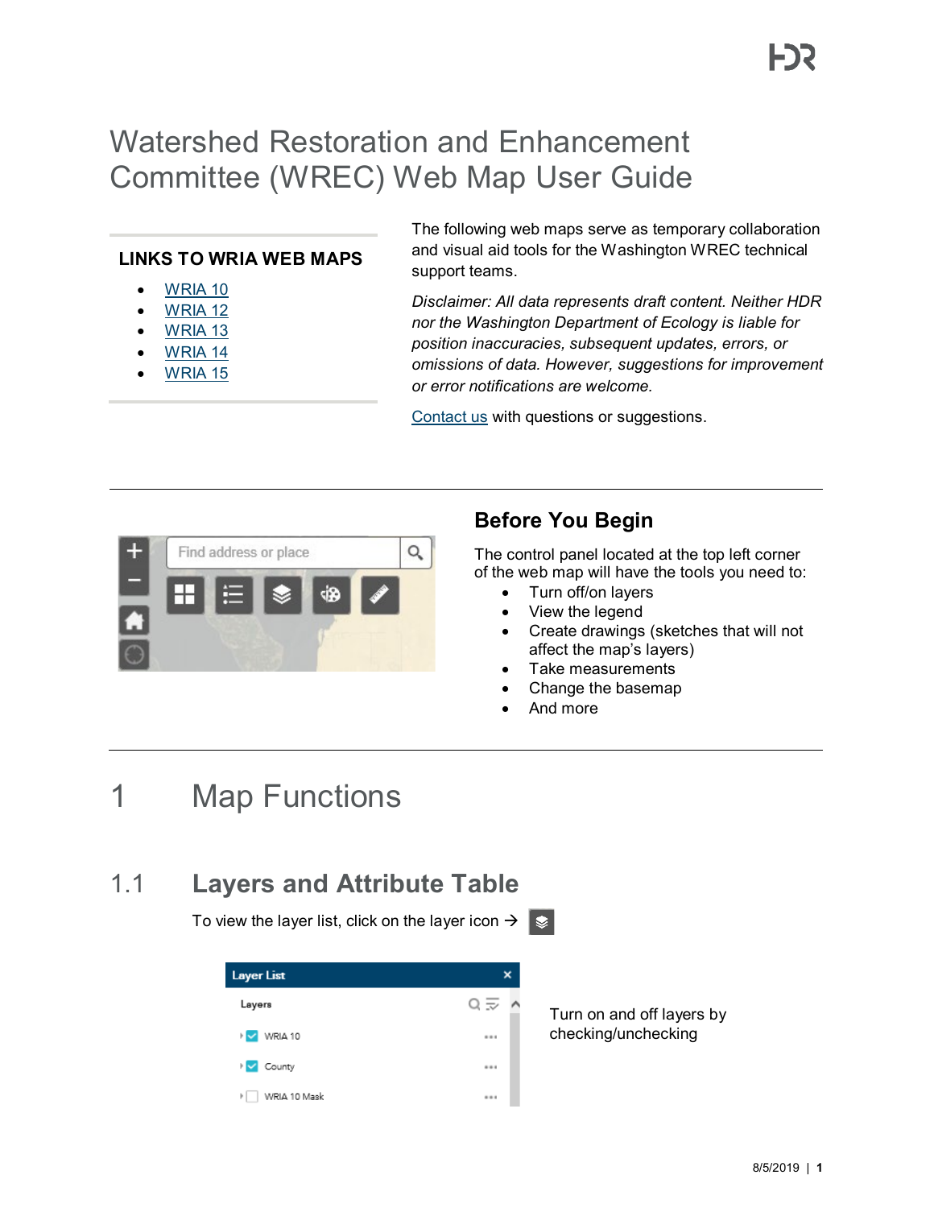# Watershed Restoration and Enhancement Committee (WREC) Web Map User Guide

**LINKS TO WRIA WEB MAPS**

- WRIA 10
- WRIA 12
- WRIA 13
- WRIA 14
- WRIA 15

The following web maps serve as temporary collaboration and visual aid tools for the Washington WREC technical support teams.

*Disclaimer: All data represents draft content. Neither HDR nor the Washington Department of Ecology is liable for position inaccuracies, subsequent updates, errors, or omissions of data. However, suggestions for improvement or error notifications are welcome.*

Contact us with questions or suggestions.

## Before You Begin

The control panel located at the top left corner of the web map will have the tools you need to:

- Turn off/on layers
- View the legend
- Create drawings (sketches that will not affect the map's layers)
- Take measurements
- Change the basemap
- And more

# 1 Map Functions

## 1.1 Layers and Attribute Table

To view the layer list, click on the layer icon →

Turn on and off layers by checking/unchecking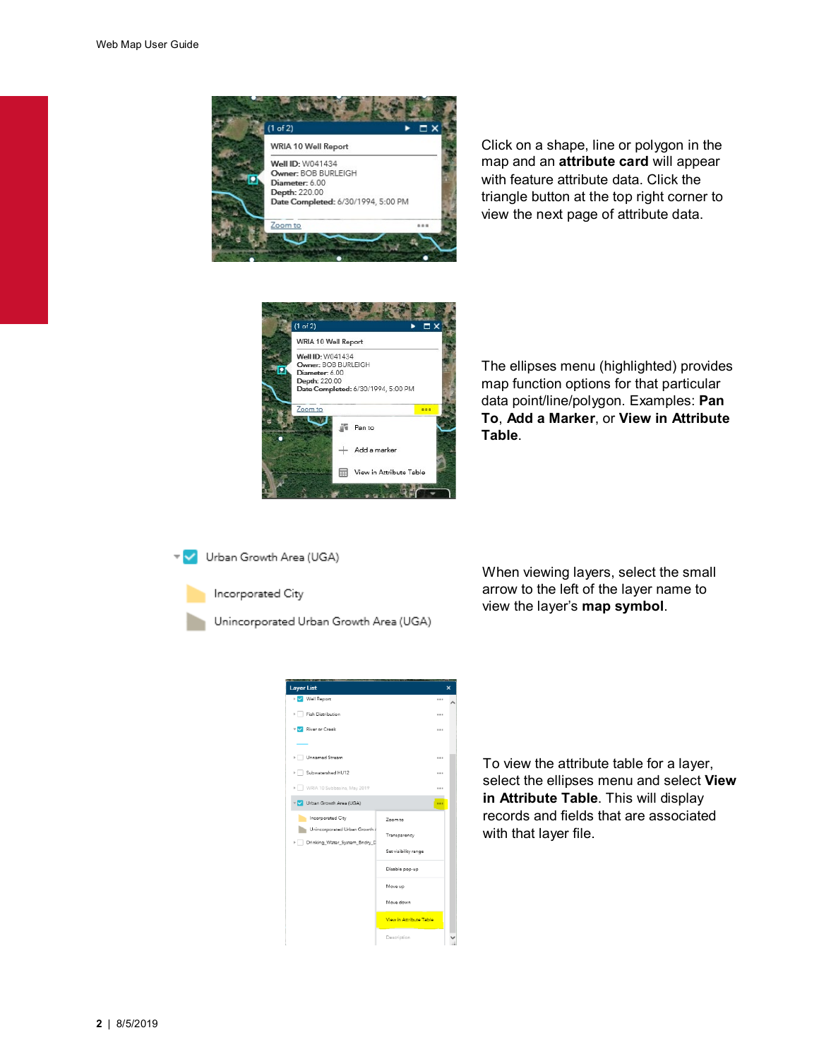Click on a shape, line or polygon in the map and an **attribute card** will appear with feature attribute data. Click the triangle button at the top right corner to view the next page of attribute data.

The ellipses menu (highlighted) provides map function options for that particular data point/line/polygon. Examples: **Pan To**, **Add a Marker**, or **View in Attribute Table**.

When viewing layers, select the small arrow to the left of the layer name to view the layer's **map symbol**.

To view the attribute table for a layer, select the ellipses menu and select **View in Attribute Table**. This will display records and fields that are associated with that layer file.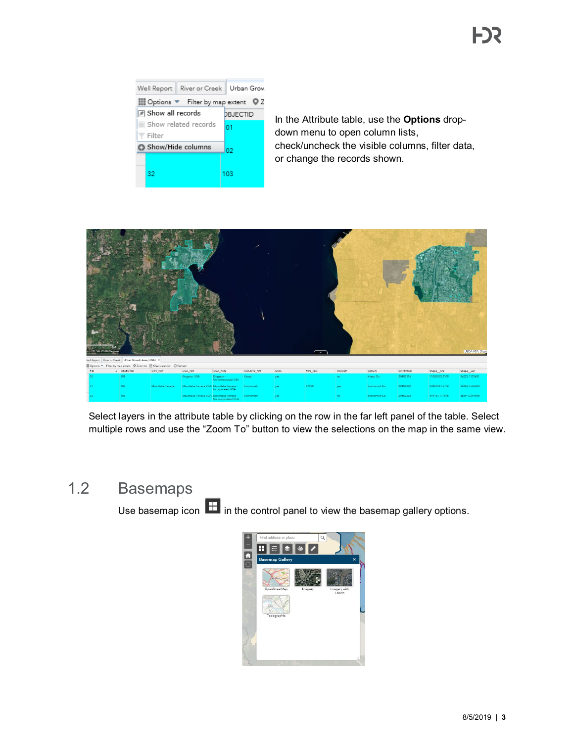In the Attribute table, use the **Options** drop-down menu to open column lists, check/uncheck the visible columns, filter data, or change the records shown.

Select layers in the attribute table by clicking on the row in the far left panel of the table. Select multiple rows and use the “Zoom To” button to view the selections on the map in the same view.

## 1.2 Basemaps

Use basemap icon in the control panel to view the basemap gallery options.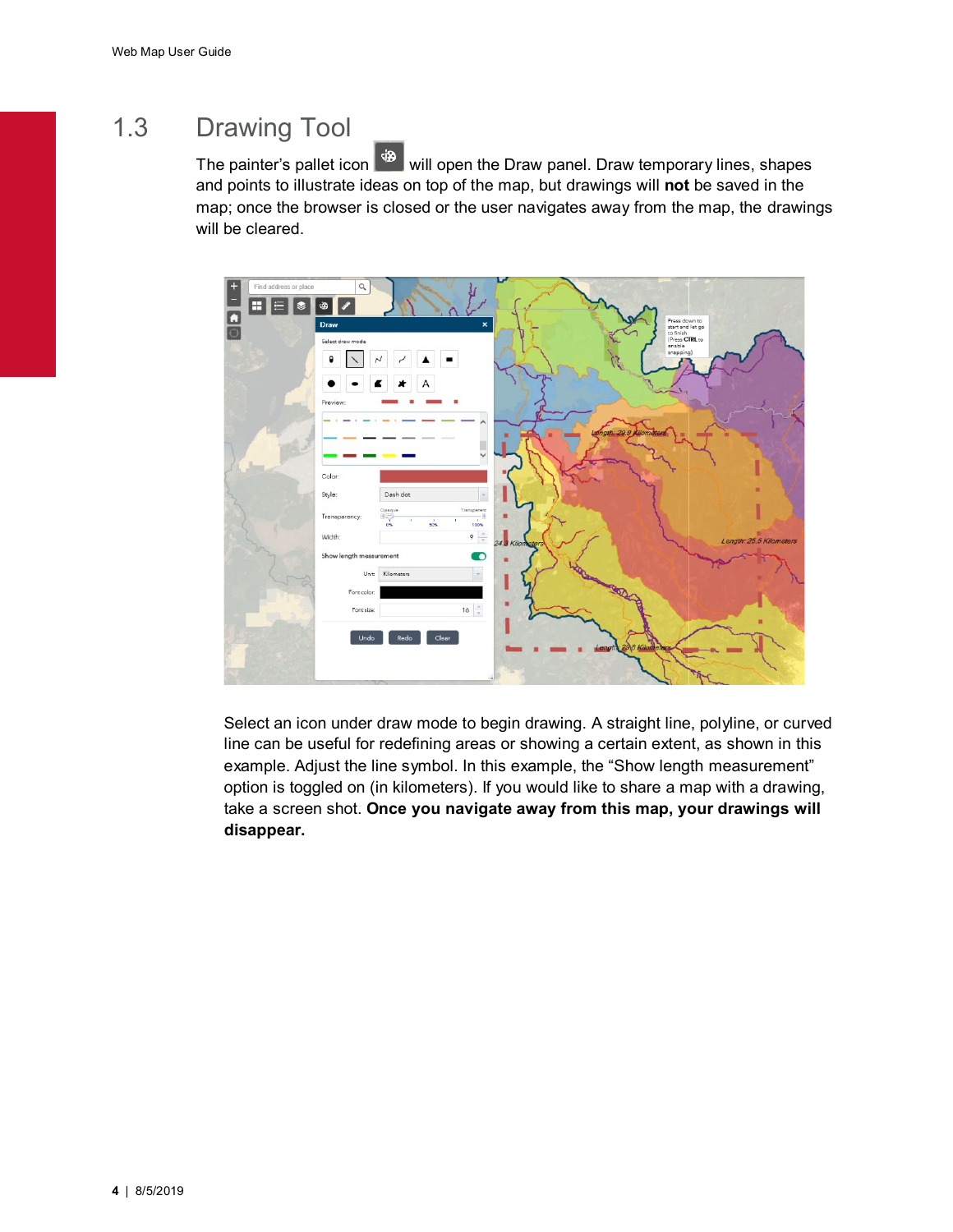## 1.3 Drawing Tool

The painter's pallet icon will open the Draw panel. Draw temporary lines, shapes and points to illustrate ideas on top of the map, but drawings will **not** be saved in the map; once the browser is closed or the user navigates away from the map, the drawings will be cleared.

Select an icon under draw mode to begin drawing. A straight line, polyline, or curved line can be useful for redefining areas or showing a certain extent, as shown in this example. Adjust the line symbol. In this example, the "Show length measurement" option is toggled on (in kilometers). If you would like to share a map with a drawing, take a screen shot. **Once you navigate away from this map, your drawings will disappear.**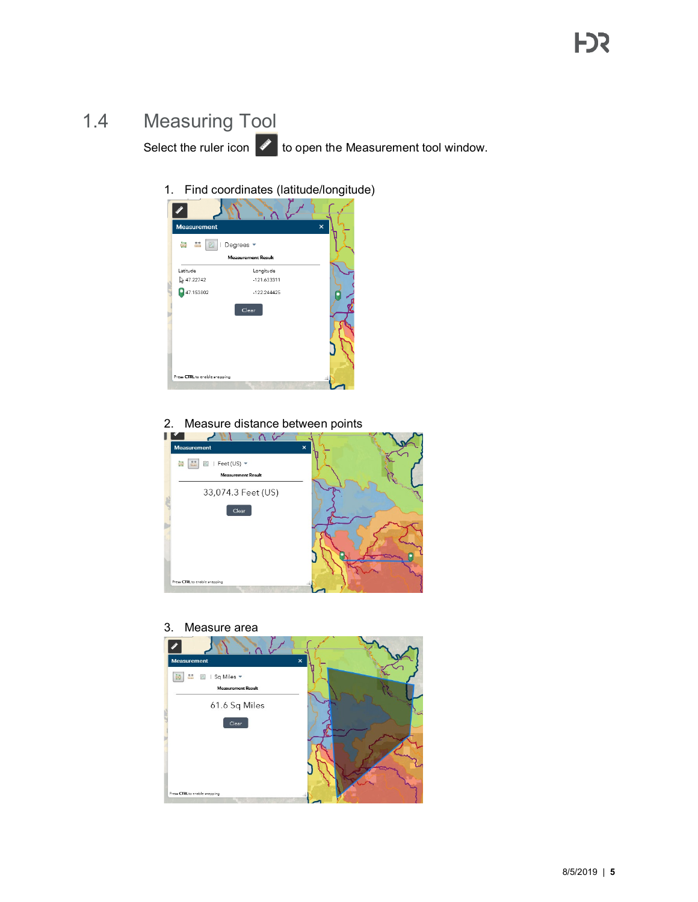## 1.4 Measuring Tool

Select the ruler icon to open the Measurement tool window.

1. Find coordinates (latitude/longitude)

2. Measure distance between points

3. Measure area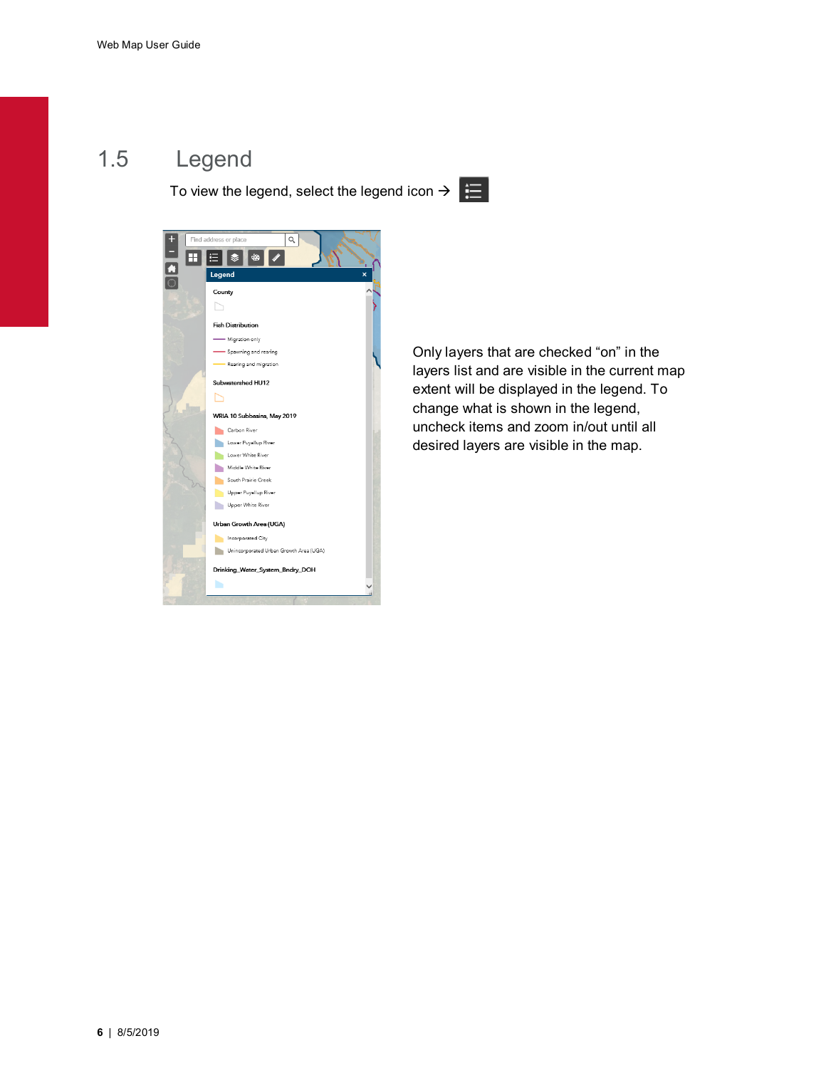## 1.5 Legend

To view the legend, select the legend icon →

Only layers that are checked “on” in the layers list and are visible in the current map extent will be displayed in the legend. To change what is shown in the legend, uncheck items and zoom in/out until all desired layers are visible in the map.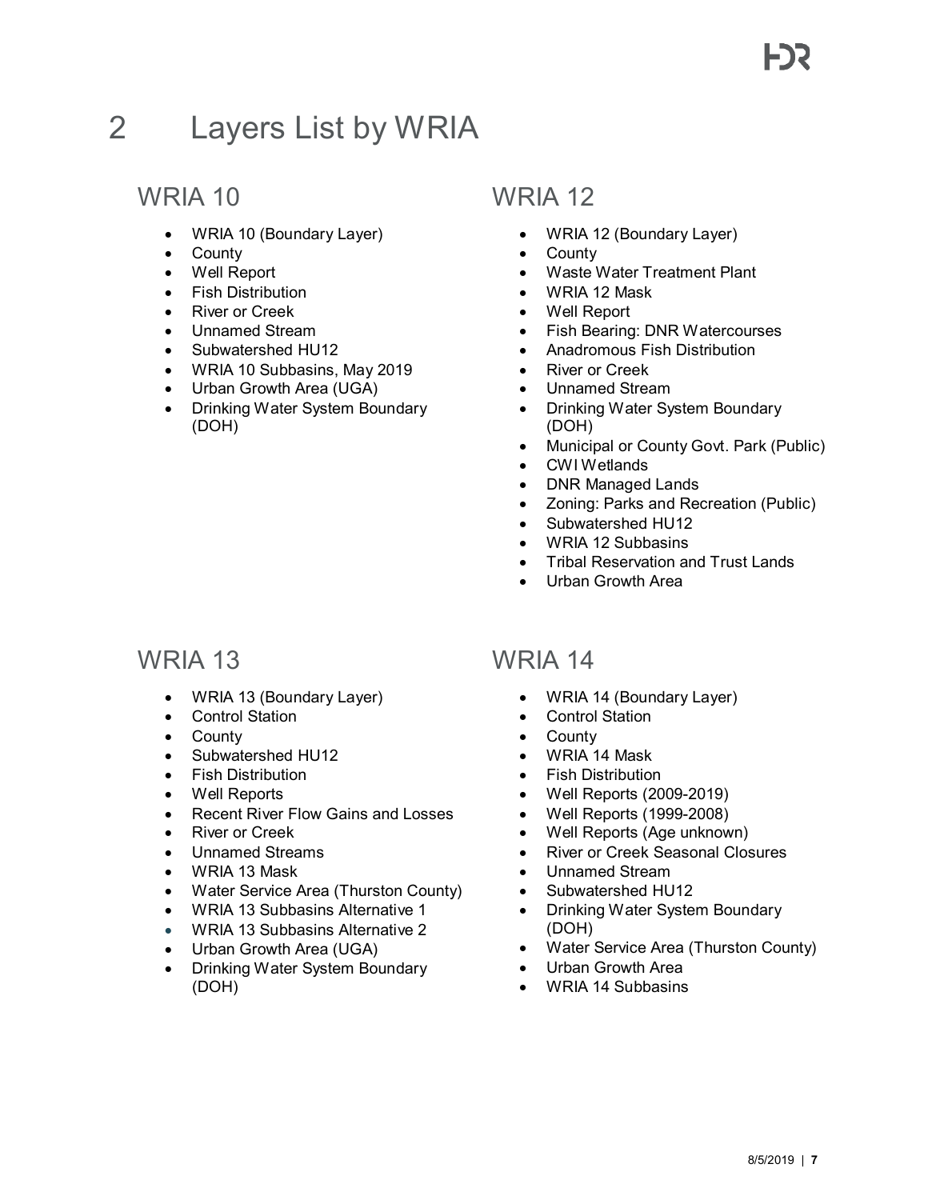# 2 Layers List by WRIA

## WRIA 10

- WRIA 10 (Boundary Layer)
- County
- Well Report
- Fish Distribution
- River or Creek
- Unnamed Stream
- Subwatershed HU12
- WRIA 10 Subbasins, May 2019
- Urban Growth Area (UGA)
- Drinking Water System Boundary (DOH)

## WRIA 12

- WRIA 12 (Boundary Layer)
- County
- Waste Water Treatment Plant
- WRIA 12 Mask
- Well Report
- Fish Bearing: DNR Watercourses
- Anadromous Fish Distribution
- River or Creek
- Unnamed Stream
- Drinking Water System Boundary (DOH)
- Municipal or County Govt. Park (Public)
- CWI Wetlands
- DNR Managed Lands
- Zoning: Parks and Recreation (Public)
- Subwatershed HU12
- WRIA 12 Subbasins
- Tribal Reservation and Trust Lands
- Urban Growth Area

## WRIA 13

- WRIA 13 (Boundary Layer)
- Control Station
- County
- Subwatershed HU12
- Fish Distribution
- Well Reports
- Recent River Flow Gains and Losses
- River or Creek
- Unnamed Streams
- WRIA 13 Mask
- Water Service Area (Thurston County)
- WRIA 13 Subbasins Alternative 1
- WRIA 13 Subbasins Alternative 2
- Urban Growth Area (UGA)
- Drinking Water System Boundary (DOH)

## WRIA 14

- WRIA 14 (Boundary Layer)
- Control Station
- County
- WRIA 14 Mask
- Fish Distribution
- Well Reports (2009-2019)
- Well Reports (1999-2008)
- Well Reports (Age unknown)
- River or Creek Seasonal Closures
- Unnamed Stream
- Subwatershed HU12
- Drinking Water System Boundary (DOH)
- Water Service Area (Thurston County)
- Urban Growth Area
- WRIA 14 Subbasins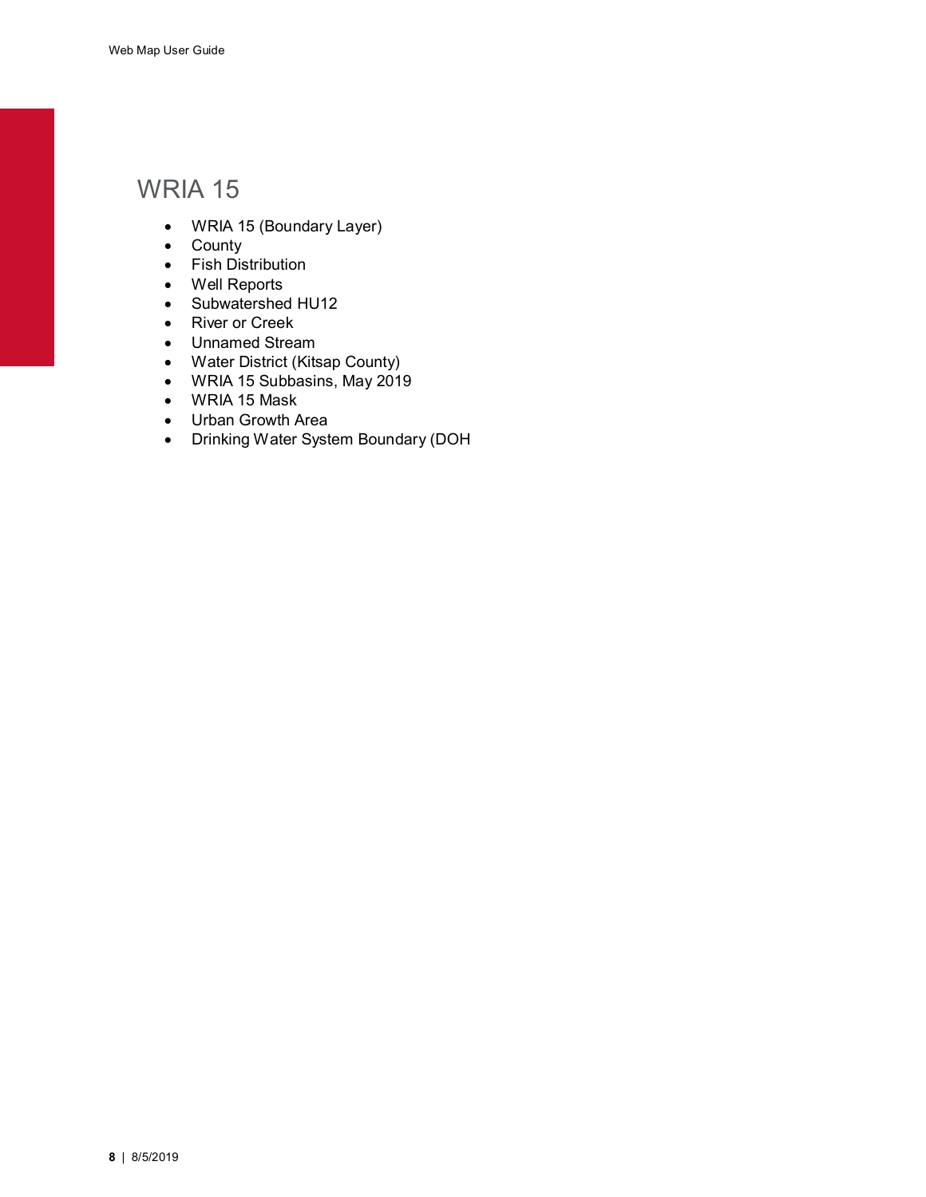## WRIA 15

- WRIA 15 (Boundary Layer)
- County
- Fish Distribution
- Well Reports
- Subwatershed HU12
- River or Creek
- Unnamed Stream
- Water District (Kitsap County)
- WRIA 15 Subbasins, May 2019
- WRIA 15 Mask
- Urban Growth Area
- Drinking Water System Boundary (DOH